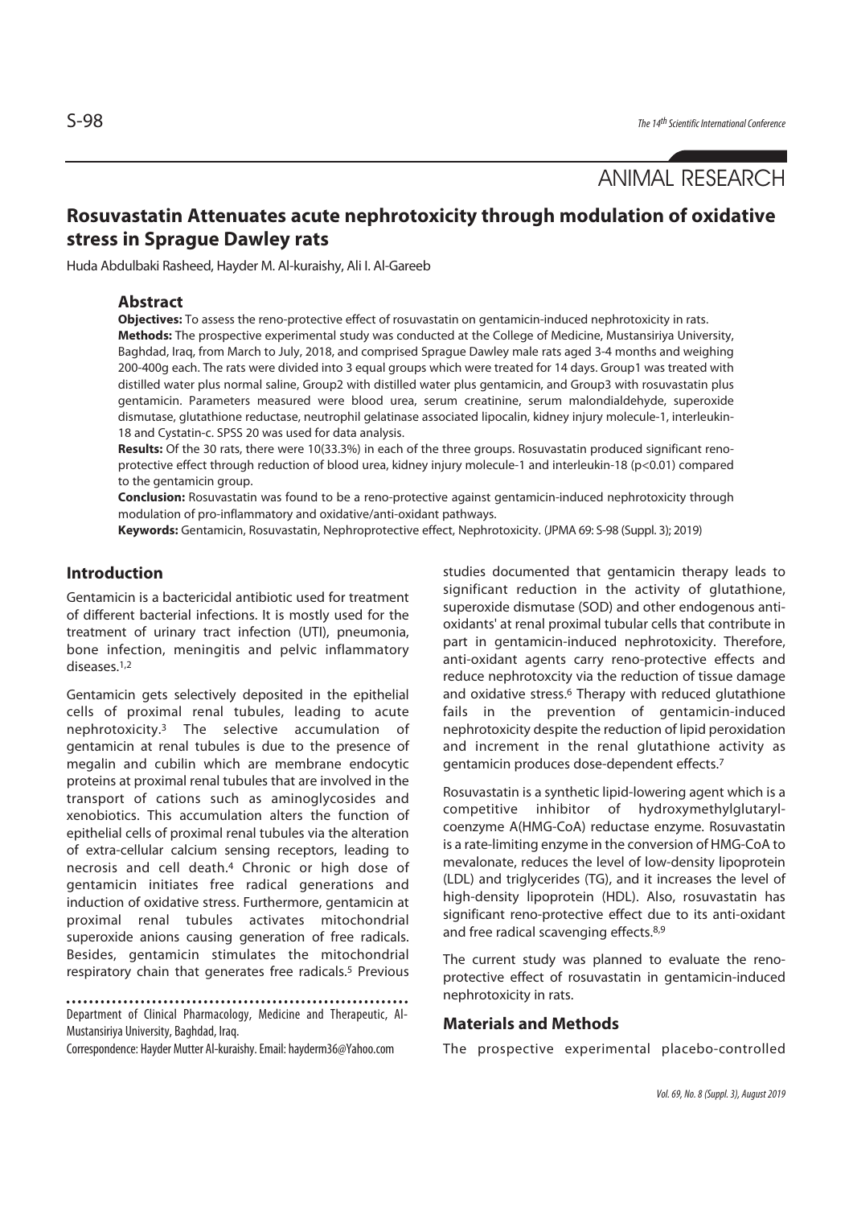ANIMAL RESEARCH

# Rosuvastatin Attenuates acute nephrotoxicity through modulation of oxidative stress in Sprague Dawley rats

Huda Abdulbaki Rasheed, Hayder M. Al-kuraishy, Ali I. Al-Gareeb

## Abstract

**Objectives:** To assess the reno-protective effect of rosuvastatin on gentamicin-induced nephrotoxicity in rats.

**Methods:** The prospective experimental study was conducted at the College of Medicine, Mustansiriya University, Baghdad, Iraq, from March to July, 2018, and comprised Sprague Dawley male rats aged 3-4 months and weighing 200-400g each. The rats were divided into 3 equal groups which were treated for 14 days. Group1 was treated with distilled water plus normal saline, Group2 with distilled water plus gentamicin, and Group3 with rosuvastatin plus gentamicin. Parameters measured were blood urea, serum creatinine, serum malondialdehyde, superoxide dismutase, glutathione reductase, neutrophil gelatinase associated lipocalin, kidney injury molecule-1, interleukin-18 and Cystatin-c. SPSS 20 was used for data analysis.

**Results:** Of the 30 rats, there were 10(33.3%) in each of the three groups. Rosuvastatin produced significant reno-protective effect through reduction of blood urea, kidney injury molecule-1 and interleukin-18 ($p<0.01$) compared to the gentamicin group.

**Conclusion:** Rosuvastatin was found to be a reno-protective against gentamicin-induced nephrotoxicity through modulation of pro-inflammatory and oxidative/anti-oxidant pathways.

**Keywords:** Gentamicin, Rosuvastatin, Nephroprotective effect, Nephrotoxicity. (JPMA 69: S-98 (Suppl. 3); 2019)

## Introduction

Gentamicin is a bactericidal antibiotic used for treatment of different bacterial infections. It is mostly used for the treatment of urinary tract infection (UTI), pneumonia, bone infection, meningitis and pelvic inflammatory diseases.[1,2]

Gentamicin gets selectively deposited in the epithelial cells of proximal renal tubules, leading to acute nephrotoxicity.[3] The selective accumulation of gentamicin at renal tubules is due to the presence of megalin and cubilin which are membrane endocytic proteins at proximal renal tubules that are involved in the transport of cations such as aminoglycosides and xenobiotics. This accumulation alters the function of epithelial cells of proximal renal tubules via the alteration of extra-cellular calcium sensing receptors, leading to necrosis and cell death.[4] Chronic or high dose of gentamicin initiates free radical generations and induction of oxidative stress. Furthermore, gentamicin at proximal renal tubules activates mitochondrial superoxide anions causing generation of free radicals. Besides, gentamicin stimulates the mitochondrial respiratory chain that generates free radicals.[5] Previous studies documented that gentamicin therapy leads to significant reduction in the activity of glutathione, superoxide dismutase (SOD) and other endogenous anti-oxidants' at renal proximal tubular cells that contribute in part in gentamicin-induced nephrotoxicity. Therefore, anti-oxidant agents carry reno-protective effects and reduce nephrotoxcity via the reduction of tissue damage and oxidative stress.[6] Therapy with reduced glutathione fails in the prevention of gentamicin-induced nephrotoxicity despite the reduction of lipid peroxidation and increment in the renal glutathione activity as gentamicin produces dose-dependent effects.[7]

Rosuvastatin is a synthetic lipid-lowering agent which is a competitive inhibitor of hydroxymethylglutaryl-coenzyme A(HMG-CoA) reductase enzyme. Rosuvastatin is a rate-limiting enzyme in the conversion of HMG-CoA to mevalonate, reduces the level of low-density lipoprotein (LDL) and triglycerides (TG), and it increases the level of high-density lipoprotein (HDL). Also, rosuvastatin has significant reno-protective effect due to its anti-oxidant and free radical scavenging effects.[8,9]

The current study was planned to evaluate the reno-protective effect of rosuvastatin in gentamicin-induced nephrotoxicity in rats.

## Materials and Methods

The prospective experimental placebo-controlled

Department of Clinical Pharmacology, Medicine and Therapeutic, Al-Mustansiriya University, Baghdad, Iraq.

Correspondence: Hayder Mutter Al-kuraishy. Email: hayderm36@Yahoo.com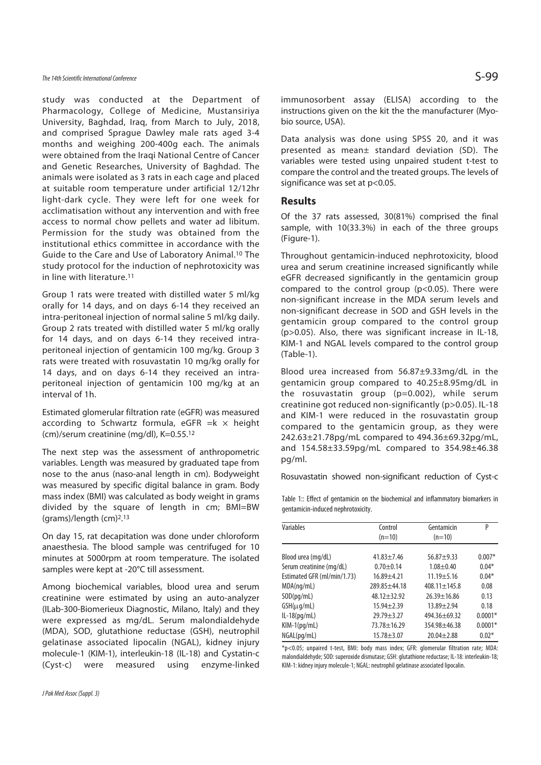study was conducted at the Department of Pharmacology, College of Medicine, Mustansiriya University, Baghdad, Iraq, from March to July, 2018, and comprised Sprague Dawley male rats aged 3-4 months and weighing 200-400g each. The animals were obtained from the Iraqi National Centre of Cancer and Genetic Researches, University of Baghdad. The animals were isolated as 3 rats in each cage and placed at suitable room temperature under artificial 12/12hr light-dark cycle. They were left for one week for acclimatisation without any intervention and with free access to normal chow pellets and water ad libitum. Permission for the study was obtained from the institutional ethics committee in accordance with the Guide to the Care and Use of Laboratory Animal.[10] The study protocol for the induction of nephrotoxicity was in line with literature.[11]

Group 1 rats were treated with distilled water 5 ml/kg orally for 14 days, and on days 6-14 they received an intra-peritoneal injection of normal saline 5 ml/kg daily. Group 2 rats treated with distilled water 5 ml/kg orally for 14 days, and on days 6-14 they received intra-peritoneal injection of gentamicin 100 mg/kg. Group 3 rats were treated with rosuvastatin 10 mg/kg orally for 14 days, and on days 6-14 they received an intra-peritoneal injection of gentamicin 100 mg/kg at an interval of 1h.

Estimated glomerular filtration rate (eGFR) was measured according to Schwartz formula, eGFR $= k \times$ height (cm)/serum creatinine (mg/dl), K=0.55.[12]

The next step was the assessment of anthropometric variables. Length was measured by graduated tape from nose to the anus (naso-anal length in cm). Bodyweight was measured by specific digital balance in gram. Body mass index (BMI) was calculated as body weight in grams divided by the square of length in cm; BMI=BW (grams)/length $(cm)^2$.[13]

On day 15, rat decapitation was done under chloroform anaesthesia. The blood sample was centrifuged for 10 minutes at 5000rpm at room temperature. The isolated samples were kept at -20°C till assessment.

Among biochemical variables, blood urea and serum creatinine were estimated by using an auto-analyzer (ILab-300-Biomerieux Diagnostic, Milano, Italy) and they were expressed as mg/dL. Serum malondialdehyde (MDA), SOD, glutathione reductase (GSH), neutrophil gelatinase associated lipocalin (NGAL), kidney injury molecule-1 (KIM-1), interleukin-18 (IL-18) and Cystatin-c (Cyst-c) were measured using enzyme-linked immunosorbent assay (ELISA) according to the instructions given on the kit the the manufacturer (Myo-bio source, USA).

Data analysis was done using SPSS 20, and it was presented as mean± standard deviation (SD). The variables were tested using unpaired student t-test to compare the control and the treated groups. The levels of significance was set at $p<0.05$.

## Results

Of the 37 rats assessed, 30(81%) comprised the final sample, with 10(33.3%) in each of the three groups (Figure-1).

Throughout gentamicin-induced nephrotoxicity, blood urea and serum creatinine increased significantly while eGFR decreased significantly in the gentamicin group compared to the control group ($p<0.05$). There were non-significant increase in the MDA serum levels and non-significant decrease in SOD and GSH levels in the gentamicin group compared to the control group ($p>0.05$). Also, there was significant increase in IL-18, KIM-1 and NGAL levels compared to the control group (Table-1).

Blood urea increased from 56.87±9.33mg/dL in the gentamicin group compared to 40.25±8.95mg/dL in the rosuvastatin group (p=0.002), while serum creatinine got reduced non-significantly ($p>0.05$). IL-18 and KIM-1 were reduced in the rosuvastatin group compared to the gentamicin group, as they were 242.63±21.78pg/mL compared to 494.36±69.32pg/mL, and 154.58±33.59pg/mL compared to 354.98±46.38 pg/ml.

Rosuvastatin showed non-significant reduction of Cyst-c

Table 1:: Effect of gentamicin on the biochemical and inflammatory biomarkers in gentamicin-induced nephrotoxicity.

| Variables | Control (n=10) | Gentamicin (n=10) | P |
|---|---|---|---|
| Blood urea (mg/dL) | 41.83±7.46 | 56.87±9.33 | 0.007* |
| Serum creatinine (mg/dL) | 0.70±0.14 | 1.08±0.40 | 0.04* |
| Estimated GFR (ml/min/1.73) | 16.89±4.21 | 11.19±5.16 | 0.04* |
| MDA(ng/mL) | 289.85±44.18 | 408.11±145.8 | 0.08 |
| SOD(pg/mL) | 48.12±32.92 | 26.39±16.86 | 0.13 |
| GSH(µg/mL) | 15.94±2.39 | 13.89±2.94 | 0.18 |
| IL-18(pg/mL) | 29.79±3.27 | 494.36±69.32 | 0.0001* |
| KIM-1(pg/mL) | 73.78±16.29 | 354.98±46.38 | 0.0001* |
| NGAL(pg/mL) | 15.78±3.07 | 20.04±2.88 | 0.02* |

*p<0.05; unpaired t-test, BMI: body mass index; GFR: glomerular filtration rate; MDA: malondialdehyde; SOD: superoxide dismutase; GSH: glutathione reductase; IL-18: interleukin-18; KIM-1: kidney injury molecule-1; NGAL: neutrophil gelatinase associated lipocalin.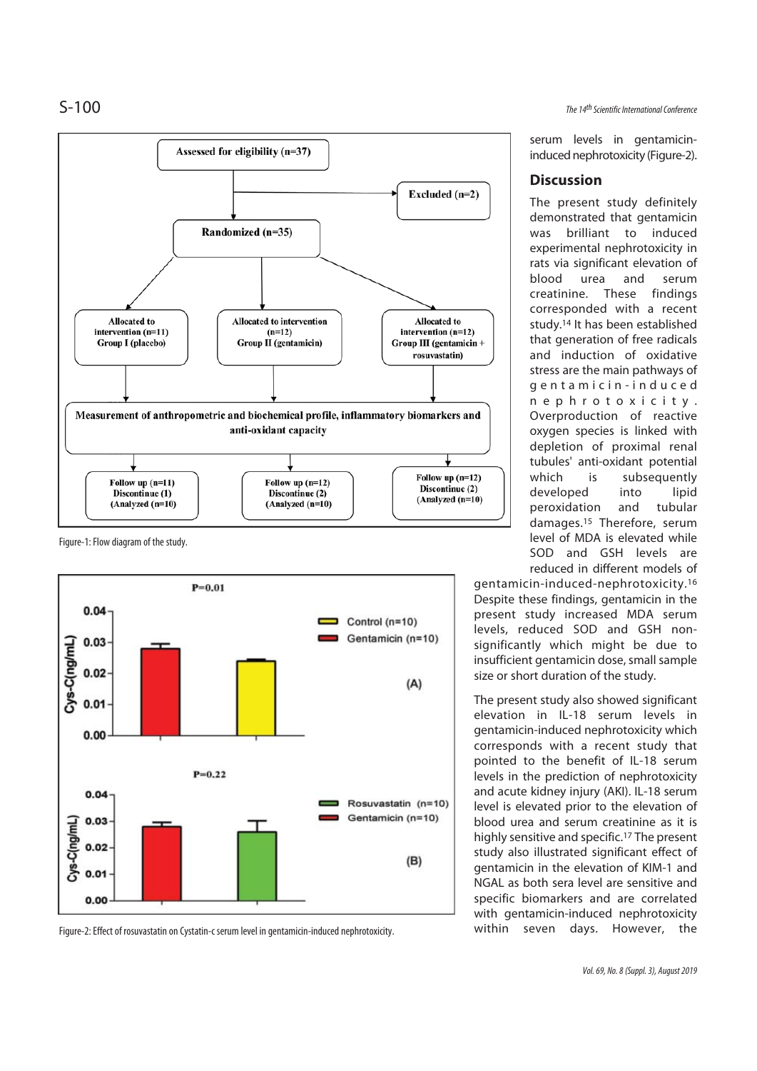Figure-1: Flow diagram of the study.

Figure-2: Effect of rosuvastatin on Cystatin-c serum level in gentamicin-induced nephrotoxicity.

serum levels in gentamicin-induced nephrotoxicity (Figure-2).

## Discussion

The present study definitely demonstrated that gentamicin was brilliant to induced experimental nephrotoxicity in rats via significant elevation of blood urea and serum creatinine. These findings corresponded with a recent study.[14] It has been established that generation of free radicals and induction of oxidative stress are the main pathways of gentamicin-induced nephrotoxicity. Overproduction of reactive oxygen species is linked with depletion of proximal renal tubules' anti-oxidant potential which is subsequently developed into lipid peroxidation and tubular damages.[15] Therefore, serum level of MDA is elevated while SOD and GSH levels are reduced in different models of gentamicin-induced-nephrotoxicity.[16] Despite these findings, gentamicin in the present study increased MDA serum levels, reduced SOD and GSH non-significantly which might be due to insufficient gentamicin dose, small sample size or short duration of the study.

The present study also showed significant elevation in IL-18 serum levels in gentamicin-induced nephrotoxicity which corresponds with a recent study that pointed to the benefit of IL-18 serum levels in the prediction of nephrotoxicity and acute kidney injury (AKI). IL-18 serum level is elevated prior to the elevation of blood urea and serum creatinine as it is highly sensitive and specific.[17] The present study also illustrated significant effect of gentamicin in the elevation of KIM-1 and NGAL as both sera level are sensitive and specific biomarkers and are correlated with gentamicin-induced nephrotoxicity within seven days. However, the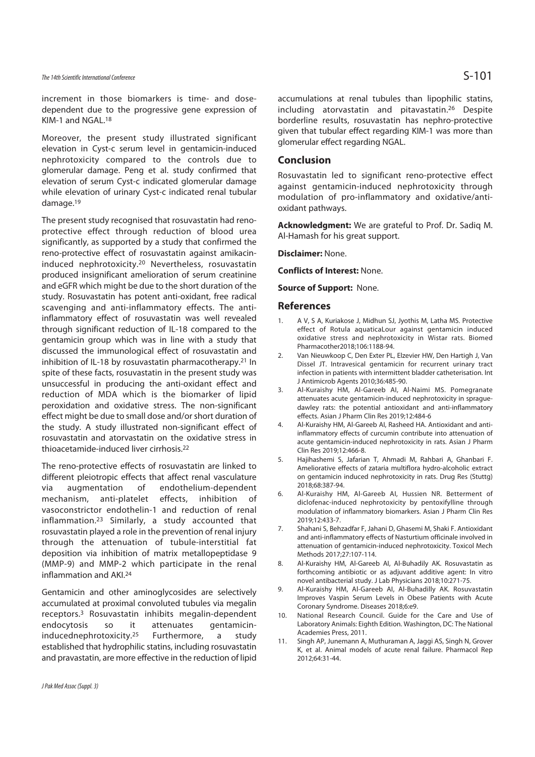increment in those biomarkers is time- and dose-dependent due to the progressive gene expression of KIM-1 and NGAL.[18]

Moreover, the present study illustrated significant elevation in Cyst-c serum level in gentamicin-induced nephrotoxicity compared to the controls due to glomerular damage. Peng et al. study confirmed that elevation of serum Cyst-c indicated glomerular damage while elevation of urinary Cyst-c indicated renal tubular damage.[19]

The present study recognised that rosuvastatin had reno-protective effect through reduction of blood urea significantly, as supported by a study that confirmed the reno-protective effect of rosuvastatin against amikacin-induced nephrotoxicity.[20] Nevertheless, rosuvastatin produced insignificant amelioration of serum creatinine and eGFR which might be due to the short duration of the study. Rosuvastatin has potent anti-oxidant, free radical scavenging and anti-inflammatory effects. The anti-inflammatory effect of rosuvastatin was well revealed through significant reduction of IL-18 compared to the gentamicin group which was in line with a study that discussed the immunological effect of rosuvastatin and inhibition of IL-18 by rosuvastatin pharmacotherapy.[21] In spite of these facts, rosuvastatin in the present study was unsuccessful in producing the anti-oxidant effect and reduction of MDA which is the biomarker of lipid peroxidation and oxidative stress. The non-significant effect might be due to small dose and/or short duration of the study. A study illustrated non-significant effect of rosuvastatin and atorvastatin on the oxidative stress in thioacetamide-induced liver cirrhosis.[22]

The reno-protective effects of rosuvastatin are linked to different pleiotropic effects that affect renal vasculature via augmentation of endothelium-dependent mechanism, anti-platelet effects, inhibition of vasoconstrictor endothelin-1 and reduction of renal inflammation.[23] Similarly, a study accounted that rosuvastatin played a role in the prevention of renal injury through the attenuation of tubule-interstitial fat deposition via inhibition of matrix metallopeptidase 9 (MMP-9) and MMP-2 which participate in the renal inflammation and AKI.[24]

Gentamicin and other aminoglycosides are selectively accumulated at proximal convoluted tubules via megalin receptors.[3] Rosuvastatin inhibits megalin-dependent endocytosis so it attenuates gentamicin-inducednephrotoxicity.[25] Furthermore, a study established that hydrophilic statins, including rosuvastatin and pravastatin, are more effective in the reduction of lipid accumulations at renal tubules than lipophilic statins, including atorvastatin and pitavastatin.[26] Despite borderline results, rosuvastatin has nephro-protective given that tubular effect regarding KIM-1 was more than glomerular effect regarding NGAL.

## Conclusion

Rosuvastatin led to significant reno-protective effect against gentamicin-induced nephrotoxicity through modulation of pro-inflammatory and oxidative/anti-oxidant pathways.

**Acknowledgment:** We are grateful to Prof. Dr. Sadiq M. Al-Hamash for his great support.

**Disclaimer:** None.

**Conflicts of Interest:** None.

**Source of Support:** None.

## References

1. A V, S A, Kuriakose J, Midhun SJ, Jyothis M, Latha MS. Protective effect of Rotula aquaticaLour against gentamicin induced oxidative stress and nephrotoxicity in Wistar rats. Biomed Pharmacother2018;106:1188-94.
2. Van Nieuwkoop C, Den Exter PL, Elzevier HW, Den Hartigh J, Van Dissel JT. Intravesical gentamicin for recurrent urinary tract infection in patients with intermittent bladder catheterisation. Int J Antimicrob Agents 2010;36:485-90.
3. Al-Kuraishy HM, Al-Gareeb AI, Al-Naimi MS. Pomegranate attenuates acute gentamicin-induced nephrotoxicity in sprague-dawley rats: the potential antioxidant and anti-inflammatory effects. Asian J Pharm Clin Res 2019;12:484-6
4. Al-Kuraishy HM, Al-Gareeb AI, Rasheed HA. Antioxidant and anti-inflammatory effects of curcumin contribute into attenuation of acute gentamicin-induced nephrotoxicity in rats. Asian J Pharm Clin Res 2019;12:466-8.
5. Hajihashemi S, Jafarian T, Ahmadi M, Rahbari A, Ghanbari F. Ameliorative effects of zataria multiflora hydro-alcoholic extract on gentamicin induced nephrotoxicity in rats. Drug Res (Stuttg) 2018;68:387-94.
6. Al-Kuraishy HM, Al-Gareeb AI, Hussien NR. Betterment of diclofenac-induced nephrotoxicity by pentoxifylline through modulation of inflammatory biomarkers. Asian J Pharm Clin Res 2019;12:433-7.
7. Shahani S, Behzadfar F, Jahani D, Ghasemi M, Shaki F. Antioxidant and anti-inflammatory effects of Nasturtium officinale involved in attenuation of gentamicin-induced nephrotoxicity. Toxicol Mech Methods 2017;27:107-114.
8. Al-Kuraishy HM, Al-Gareeb AI, Al-Buhadily AK. Rosuvastatin as forthcoming antibiotic or as adjuvant additive agent: In vitro novel antibacterial study. J Lab Physicians 2018;10:271-75.
9. Al-Kuraishy HM, Al-Gareeb AI, Al-Buhadilly AK. Rosuvastatin Improves Vaspin Serum Levels in Obese Patients with Acute Coronary Syndrome. Diseases 2018;6:e9.
10. National Research Council. Guide for the Care and Use of Laboratory Animals: Eighth Edition. Washington, DC: The National Academies Press, 2011.
11. Singh AP, Junemann A, Muthuraman A, Jaggi AS, Singh N, Grover K, et al. Animal models of acute renal failure. Pharmacol Rep 2012;64:31-44.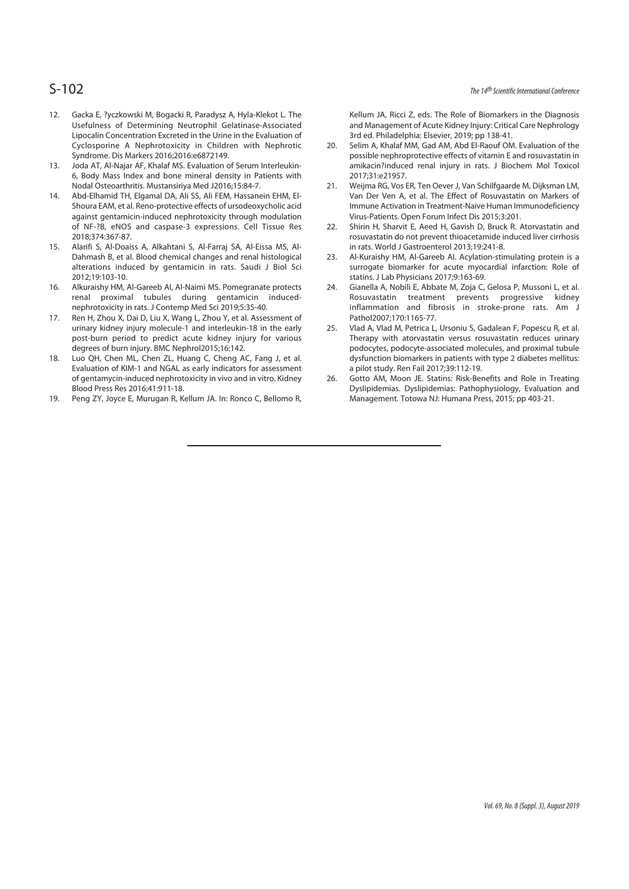12. Gacka E, ?yczkowski M, Bogacki R, Paradysz A, Hyla-Klekot L. The Usefulness of Determining Neutrophil Gelatinase-Associated Lipocalin Concentration Excreted in the Urine in the Evaluation of Cyclosporine A Nephrotoxicity in Children with Nephrotic Syndrome. Dis Markers 2016;2016:e6872149.
13. Joda AT, Al-Najar AF, Khalaf MS. Evaluation of Serum Interleukin-6, Body Mass Index and bone mineral density in Patients with Nodal Osteoarthritis. Mustansiriya Med J2016;15:84-7.
14. Abd-Elhamid TH, Elgamal DA, Ali SS, Ali FEM, Hassanein EHM, El-Shoura EAM, et al. Reno-protective effects of ursodeoxycholic acid against gentamicin-induced nephrotoxicity through modulation of NF-?B, eNOS and caspase-3 expressions. Cell Tissue Res 2018;374:367-87.
15. Alarifi S, Al-Doaiss A, Alkahtani S, Al-Farraj SA, Al-Eissa MS, Al-Dahmash B, et al. Blood chemical changes and renal histological alterations induced by gentamicin in rats. Saudi J Biol Sci 2012;19:103-10.
16. Alkuraishy HM, Al-Gareeb AI, Al-Naimi MS. Pomegranate protects renal proximal tubules during gentamicin induced-nephrotoxicity in rats. J Contemp Med Sci 2019;5:35-40.
17. Ren H, Zhou X, Dai D, Liu X, Wang L, Zhou Y, et al. Assessment of urinary kidney injury molecule-1 and interleukin-18 in the early post-burn period to predict acute kidney injury for various degrees of burn injury. BMC Nephrol2015;16:142.
18. Luo QH, Chen ML, Chen ZL, Huang C, Cheng AC, Fang J, et al. Evaluation of KIM-1 and NGAL as early indicators for assessment of gentamycin-induced nephrotoxicity in vivo and in vitro. Kidney Blood Press Res 2016;41:911-18.
19. Peng ZY, Joyce E, Murugan R, Kellum JA. In: Ronco C, Bellomo R, Kellum JA, Ricci Z, eds. The Role of Biomarkers in the Diagnosis and Management of Acute Kidney Injury: Critical Care Nephrology 3rd ed. Philadelphia: Elsevier, 2019; pp 138-41.
20. Selim A, Khalaf MM, Gad AM, Abd El-Raouf OM. Evaluation of the possible nephroprotective effects of vitamin E and rosuvastatin in amikacin?induced renal injury in rats. J Biochem Mol Toxicol 2017;31:e21957.
21. Weijma RG, Vos ER, Ten Oever J, Van Schilfgaarde M, Dijksman LM, Van Der Ven A, et al. The Effect of Rosuvastatin on Markers of Immune Activation in Treatment-Naive Human Immunodeficiency Virus-Patients. Open Forum Infect Dis 2015;3:201.
22. Shirin H, Sharvit E, Aeed H, Gavish D, Bruck R. Atorvastatin and rosuvastatin do not prevent thioacetamide induced liver cirrhosis in rats. World J Gastroenterol 2013;19:241-8.
23. Al-Kuraishy HM, Al-Gareeb AI. Acylation-stimulating protein is a surrogate biomarker for acute myocardial infarction: Role of statins. J Lab Physicians 2017;9:163-69.
24. Gianella A, Nobili E, Abbate M, Zoja C, Gelosa P, Mussoni L, et al. Rosuvastatin treatment prevents progressive kidney inflammation and fibrosis in stroke-prone rats. Am J Pathol2007;170:1165-77.
25. Vlad A, Vlad M, Petrica L, Ursoniu S, Gadalean F, Popescu R, et al. Therapy with atorvastatin versus rosuvastatin reduces urinary podocytes, podocyte-associated molecules, and proximal tubule dysfunction biomarkers in patients with type 2 diabetes mellitus: a pilot study. Ren Fail 2017;39:112-19.
26. Gotto AM, Moon JE. Statins: Risk-Benefits and Role in Treating Dyslipidemias. Dyslipidemias: Pathophysiology, Evaluation and Management. Totowa NJ: Humana Press, 2015; pp 403-21.